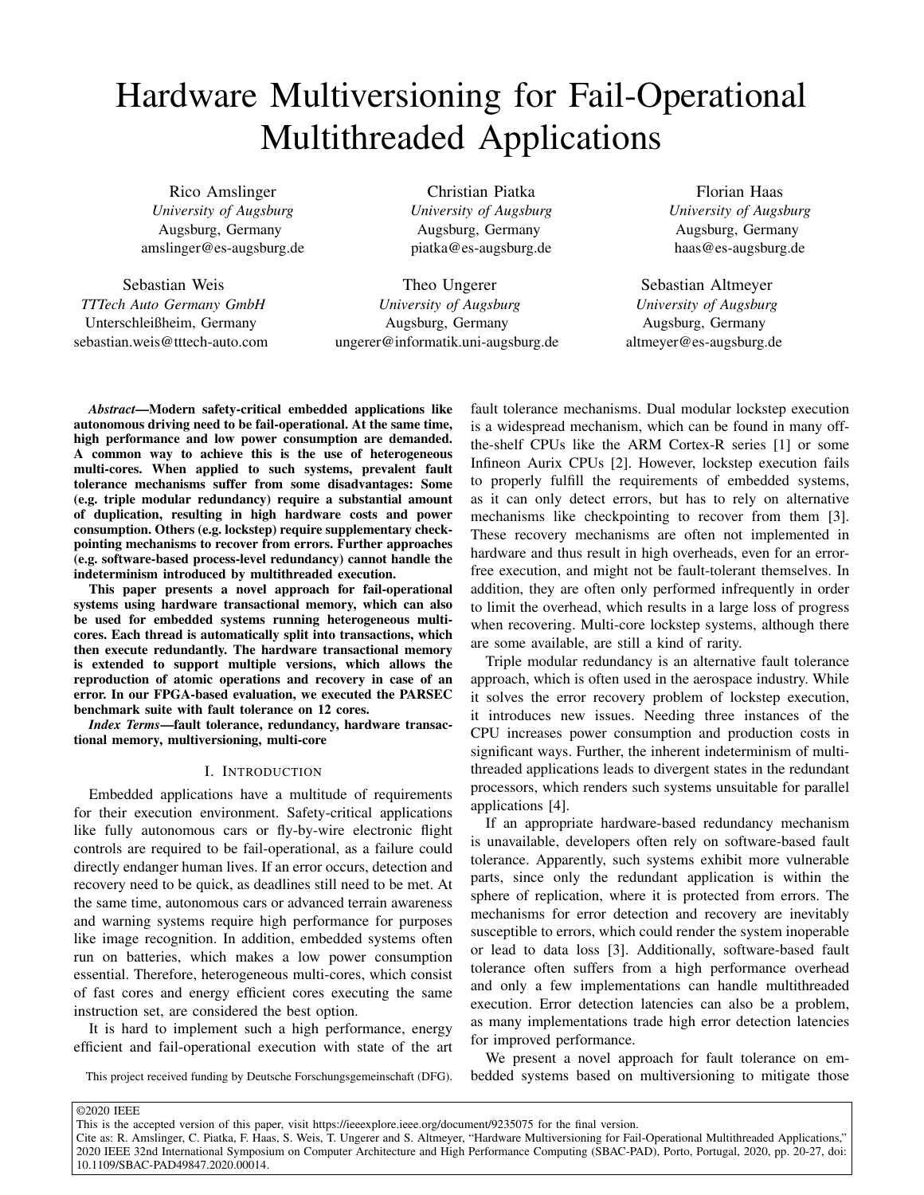# Hardware Multiversioning for Fail-Operational Multithreaded Applications

Rico Amslinger
*University of Augsburg*
Augsburg, Germany
amslinger@es-augsburg.de

Christian Piatka
*University of Augsburg*
Augsburg, Germany
piatka@es-augsburg.de

Florian Haas
*University of Augsburg*
Augsburg, Germany
haas@es-augsburg.de

Sebastian Weis
*TTTech Auto Germany GmbH*
Unterschleißheim, Germany
sebastian.weis@tttech-auto.com

Theo Ungerer
*University of Augsburg*
Augsburg, Germany
ungerer@informatik.uni-augsburg.de

Sebastian Altmeyer
*University of Augsburg*
Augsburg, Germany
altmeyer@es-augsburg.de

***Abstract*—Modern safety-critical embedded applications like autonomous driving need to be fail-operational. At the same time, high performance and low power consumption are demanded. A common way to achieve this is the use of heterogeneous multi-cores. When applied to such systems, prevalent fault tolerance mechanisms suffer from some disadvantages: Some (e.g. triple modular redundancy) require a substantial amount of duplication, resulting in high hardware costs and power consumption. Others (e.g. lockstep) require supplementary checkpointing mechanisms to recover from errors. Further approaches (e.g. software-based process-level redundancy) cannot handle the indeterminism introduced by multithreaded execution.**

**This paper presents a novel approach for fail-operational systems using hardware transactional memory, which can also be used for embedded systems running heterogeneous multi-cores. Each thread is automatically split into transactions, which then execute redundantly. The hardware transactional memory is extended to support multiple versions, which allows the reproduction of atomic operations and recovery in case of an error. In our FPGA-based evaluation, we executed the PARSEC benchmark suite with fault tolerance on 12 cores.**

***Index Terms*—fault tolerance, redundancy, hardware transactional memory, multiversioning, multi-core**

## I. Introduction

Embedded applications have a multitude of requirements for their execution environment. Safety-critical applications like fully autonomous cars or fly-by-wire electronic flight controls are required to be fail-operational, as a failure could directly endanger human lives. If an error occurs, detection and recovery need to be quick, as deadlines still need to be met. At the same time, autonomous cars or advanced terrain awareness and warning systems require high performance for purposes like image recognition. In addition, embedded systems often run on batteries, which makes a low power consumption essential. Therefore, heterogeneous multi-cores, which consist of fast cores and energy efficient cores executing the same instruction set, are considered the best option.

It is hard to implement such a high performance, energy efficient and fail-operational execution with state of the art fault tolerance mechanisms. Dual modular lockstep execution is a widespread mechanism, which can be found in many off-the-shelf CPUs like the ARM Cortex-R series [1] or some Infineon Aurix CPUs [2]. However, lockstep execution fails to properly fulfill the requirements of embedded systems, as it can only detect errors, but has to rely on alternative mechanisms like checkpointing to recover from them [3]. These recovery mechanisms are often not implemented in hardware and thus result in high overheads, even for an error-free execution, and might not be fault-tolerant themselves. In addition, they are often only performed infrequently in order to limit the overhead, which results in a large loss of progress when recovering. Multi-core lockstep systems, although there are some available, are still a kind of rarity.

Triple modular redundancy is an alternative fault tolerance approach, which is often used in the aerospace industry. While it solves the error recovery problem of lockstep execution, it introduces new issues. Needing three instances of the CPU increases power consumption and production costs in significant ways. Further, the inherent indeterminism of multithreaded applications leads to divergent states in the redundant processors, which renders such systems unsuitable for parallel applications [4].

If an appropriate hardware-based redundancy mechanism is unavailable, developers often rely on software-based fault tolerance. Apparently, such systems exhibit more vulnerable parts, since only the redundant application is within the sphere of replication, where it is protected from errors. The mechanisms for error detection and recovery are inevitably susceptible to errors, which could render the system inoperable or lead to data loss [3]. Additionally, software-based fault tolerance often suffers from a high performance overhead and only a few implementations can handle multithreaded execution. Error detection latencies can also be a problem, as many implementations trade high error detection latencies for improved performance.

We present a novel approach for fault tolerance on embedded systems based on multiversioning to mitigate those

This project received funding by Deutsche Forschungsgemeinschaft (DFG).

©2020 IEEE
This is the accepted version of this paper, visit https://ieeexplore.ieee.org/document/9235075 for the final version.
Cite as: R. Amslinger, C. Piatka, F. Haas, S. Weis, T. Ungerer and S. Altmeyer, "Hardware Multiversioning for Fail-Operational Multithreaded Applications," 2020 IEEE 32nd International Symposium on Computer Architecture and High Performance Computing (SBAC-PAD), Porto, Portugal, 2020, pp. 20-27, doi: 10.1109/SBAC-PAD49847.2020.00014.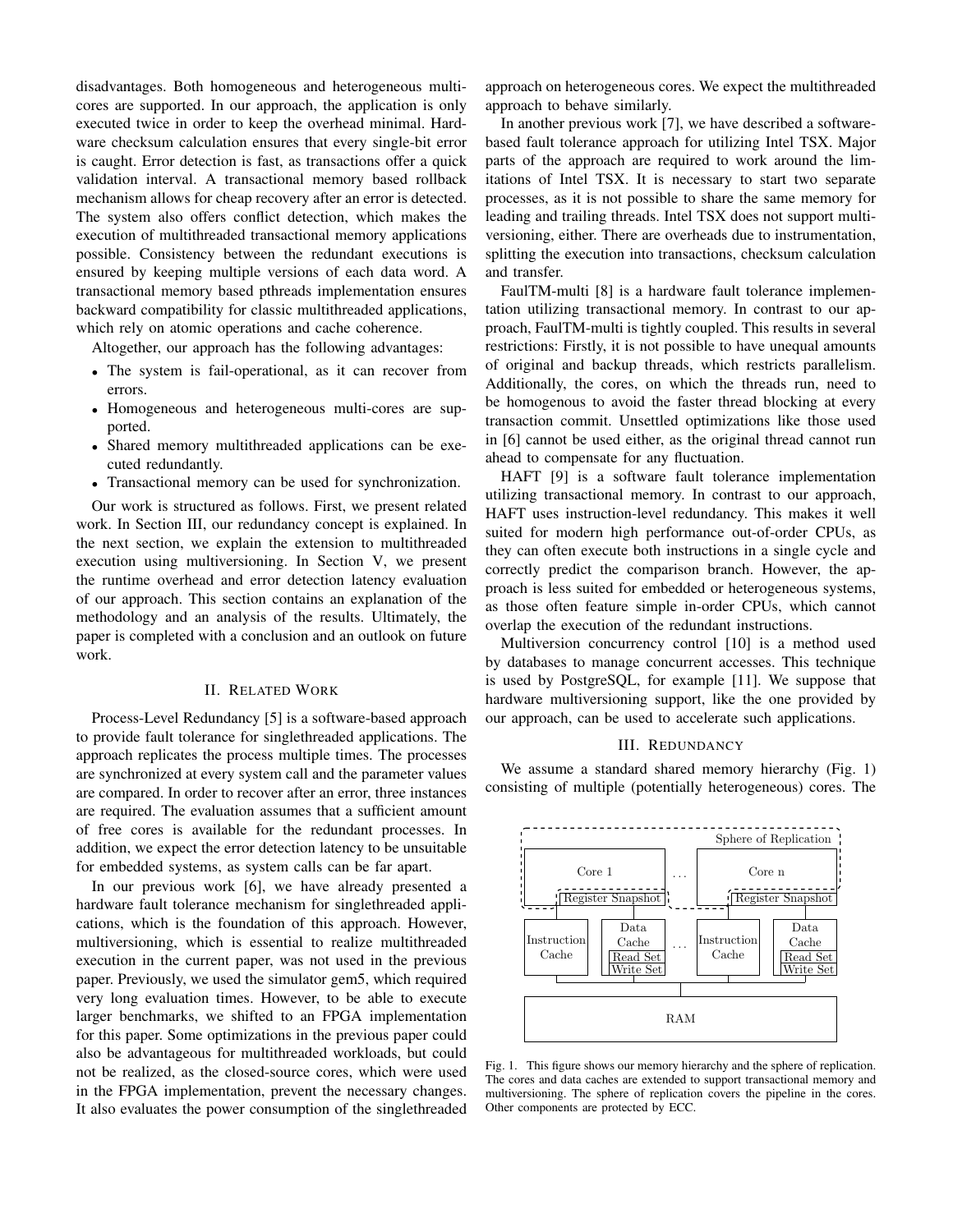disadvantages. Both homogeneous and heterogeneous multi-cores are supported. In our approach, the application is only executed twice in order to keep the overhead minimal. Hardware checksum calculation ensures that every single-bit error is caught. Error detection is fast, as transactions offer a quick validation interval. A transactional memory based rollback mechanism allows for cheap recovery after an error is detected. The system also offers conflict detection, which makes the execution of multithreaded transactional memory applications possible. Consistency between the redundant executions is ensured by keeping multiple versions of each data word. A transactional memory based pthreads implementation ensures backward compatibility for classic multithreaded applications, which rely on atomic operations and cache coherence.

Altogether, our approach has the following advantages:

- The system is fail-operational, as it can recover from errors.
- Homogeneous and heterogeneous multi-cores are supported.
- Shared memory multithreaded applications can be executed redundantly.
- Transactional memory can be used for synchronization.

Our work is structured as follows. First, we present related work. In Section III, our redundancy concept is explained. In the next section, we explain the extension to multithreaded execution using multiversioning. In Section V, we present the runtime overhead and error detection latency evaluation of our approach. This section contains an explanation of the methodology and an analysis of the results. Ultimately, the paper is completed with a conclusion and an outlook on future work.

## II. Related Work

Process-Level Redundancy [5] is a software-based approach to provide fault tolerance for singlethreaded applications. The approach replicates the process multiple times. The processes are synchronized at every system call and the parameter values are compared. In order to recover after an error, three instances are required. The evaluation assumes that a sufficient amount of free cores is available for the redundant processes. In addition, we expect the error detection latency to be unsuitable for embedded systems, as system calls can be far apart.

In our previous work [6], we have already presented a hardware fault tolerance mechanism for singlethreaded applications, which is the foundation of this approach. However, multiversioning, which is essential to realize multithreaded execution in the current paper, was not used in the previous paper. Previously, we used the simulator gem5, which required very long evaluation times. However, to be able to execute larger benchmarks, we shifted to an FPGA implementation for this paper. Some optimizations in the previous paper could also be advantageous for multithreaded workloads, but could not be realized, as the closed-source cores, which were used in the FPGA implementation, prevent the necessary changes. It also evaluates the power consumption of the singlethreaded approach on heterogeneous cores. We expect the multithreaded approach to behave similarly.

In another previous work [7], we have described a software-based fault tolerance approach for utilizing Intel TSX. Major parts of the approach are required to work around the limitations of Intel TSX. It is necessary to start two separate processes, as it is not possible to share the same memory for leading and trailing threads. Intel TSX does not support multiversioning, either. There are overheads due to instrumentation, splitting the execution into transactions, checksum calculation and transfer.

FaulTM-multi [8] is a hardware fault tolerance implementation utilizing transactional memory. In contrast to our approach, FaulTM-multi is tightly coupled. This results in several restrictions: Firstly, it is not possible to have unequal amounts of original and backup threads, which restricts parallelism. Additionally, the cores, on which the threads run, need to be homogenous to avoid the faster thread blocking at every transaction commit. Unsettled optimizations like those used in [6] cannot be used either, as the original thread cannot run ahead to compensate for any fluctuation.

HAFT [9] is a software fault tolerance implementation utilizing transactional memory. In contrast to our approach, HAFT uses instruction-level redundancy. This makes it well suited for modern high performance out-of-order CPUs, as they can often execute both instructions in a single cycle and correctly predict the comparison branch. However, the approach is less suited for embedded or heterogeneous systems, as those often feature simple in-order CPUs, which cannot overlap the execution of the redundant instructions.

Multiversion concurrency control [10] is a method used by databases to manage concurrent accesses. This technique is used by PostgreSQL, for example [11]. We suppose that hardware multiversioning support, like the one provided by our approach, can be used to accelerate such applications.

## III. Redundancy

We assume a standard shared memory hierarchy (Fig. 1) consisting of multiple (potentially heterogeneous) cores. The

Fig. 1. This figure shows our memory hierarchy and the sphere of replication. The cores and data caches are extended to support transactional memory and multiversioning. The sphere of replication covers the pipeline in the cores. Other components are protected by ECC.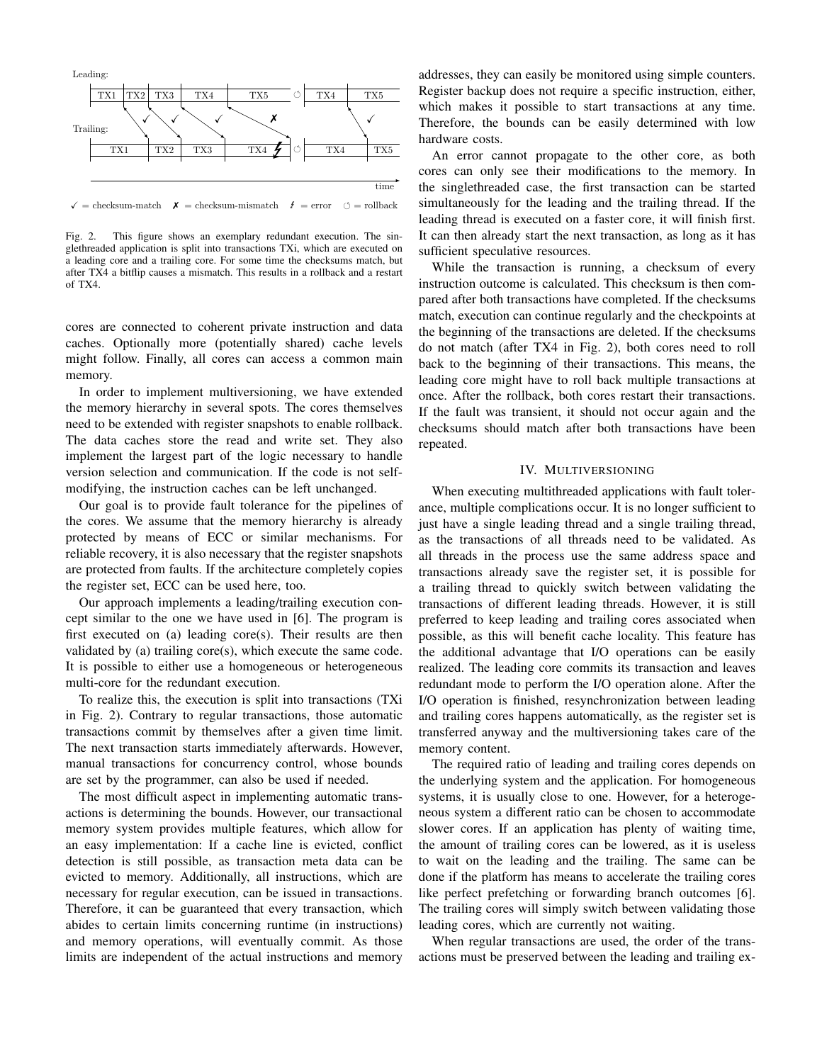Leading:

TX1 | TX2 | TX3 | TX4 | TX5 | ⟲ | TX4 | TX5

Trailing:

TX1 | TX2 | TX3 | TX4 ϟ | ⟲ | TX4 | TX5

time

✓ = checksum-match ✗ = checksum-mismatch ϟ = error ⟲ = rollback

Fig. 2. This figure shows an exemplary redundant execution. The singlethreaded application is split into transactions TXi, which are executed on a leading core and a trailing core. For some time the checksums match, but after TX4 a bitflip causes a mismatch. This results in a rollback and a restart of TX4.

cores are connected to coherent private instruction and data caches. Optionally more (potentially shared) cache levels might follow. Finally, all cores can access a common main memory.

In order to implement multiversioning, we have extended the memory hierarchy in several spots. The cores themselves need to be extended with register snapshots to enable rollback. The data caches store the read and write set. They also implement the largest part of the logic necessary to handle version selection and communication. If the code is not self-modifying, the instruction caches can be left unchanged.

Our goal is to provide fault tolerance for the pipelines of the cores. We assume that the memory hierarchy is already protected by means of ECC or similar mechanisms. For reliable recovery, it is also necessary that the register snapshots are protected from faults. If the architecture completely copies the register set, ECC can be used here, too.

Our approach implements a leading/trailing execution concept similar to the one we have used in [6]. The program is first executed on (a) leading core(s). Their results are then validated by (a) trailing core(s), which execute the same code. It is possible to either use a homogeneous or heterogeneous multi-core for the redundant execution.

To realize this, the execution is split into transactions (TXi in Fig. 2). Contrary to regular transactions, those automatic transactions commit by themselves after a given time limit. The next transaction starts immediately afterwards. However, manual transactions for concurrency control, whose bounds are set by the programmer, can also be used if needed.

The most difficult aspect in implementing automatic transactions is determining the bounds. However, our transactional memory system provides multiple features, which allow for an easy implementation: If a cache line is evicted, conflict detection is still possible, as transaction meta data can be evicted to memory. Additionally, all instructions, which are necessary for regular execution, can be issued in transactions. Therefore, it can be guaranteed that every transaction, which abides to certain limits concerning runtime (in instructions) and memory operations, will eventually commit. As those limits are independent of the actual instructions and memory addresses, they can easily be monitored using simple counters. Register backup does not require a specific instruction, either, which makes it possible to start transactions at any time. Therefore, the bounds can be easily determined with low hardware costs.

An error cannot propagate to the other core, as both cores can only see their modifications to the memory. In the singlethreaded case, the first transaction can be started simultaneously for the leading and the trailing thread. If the leading thread is executed on a faster core, it will finish first. It can then already start the next transaction, as long as it has sufficient speculative resources.

While the transaction is running, a checksum of every instruction outcome is calculated. This checksum is then compared after both transactions have completed. If the checksums match, execution can continue regularly and the checkpoints at the beginning of the transactions are deleted. If the checksums do not match (after TX4 in Fig. 2), both cores need to roll back to the beginning of their transactions. This means, the leading core might have to roll back multiple transactions at once. After the rollback, both cores restart their transactions. If the fault was transient, it should not occur again and the checksums should match after both transactions have been repeated.

## IV. Multiversioning

When executing multithreaded applications with fault tolerance, multiple complications occur. It is no longer sufficient to just have a single leading thread and a single trailing thread, as the transactions of all threads need to be validated. As all threads in the process use the same address space and transactions already save the register set, it is possible for a trailing thread to quickly switch between validating the transactions of different leading threads. However, it is still preferred to keep leading and trailing cores associated when possible, as this will benefit cache locality. This feature has the additional advantage that I/O operations can be easily realized. The leading core commits its transaction and leaves redundant mode to perform the I/O operation alone. After the I/O operation is finished, resynchronization between leading and trailing cores happens automatically, as the register set is transferred anyway and the multiversioning takes care of the memory content.

The required ratio of leading and trailing cores depends on the underlying system and the application. For homogeneous systems, it is usually close to one. However, for a heterogeneous system a different ratio can be chosen to accommodate slower cores. If an application has plenty of waiting time, the amount of trailing cores can be lowered, as it is useless to wait on the leading and the trailing. The same can be done if the platform has means to accelerate the trailing cores like perfect prefetching or forwarding branch outcomes [6]. The trailing cores will simply switch between validating those leading cores, which are currently not waiting.

When regular transactions are used, the order of the transactions must be preserved between the leading and trailing ex-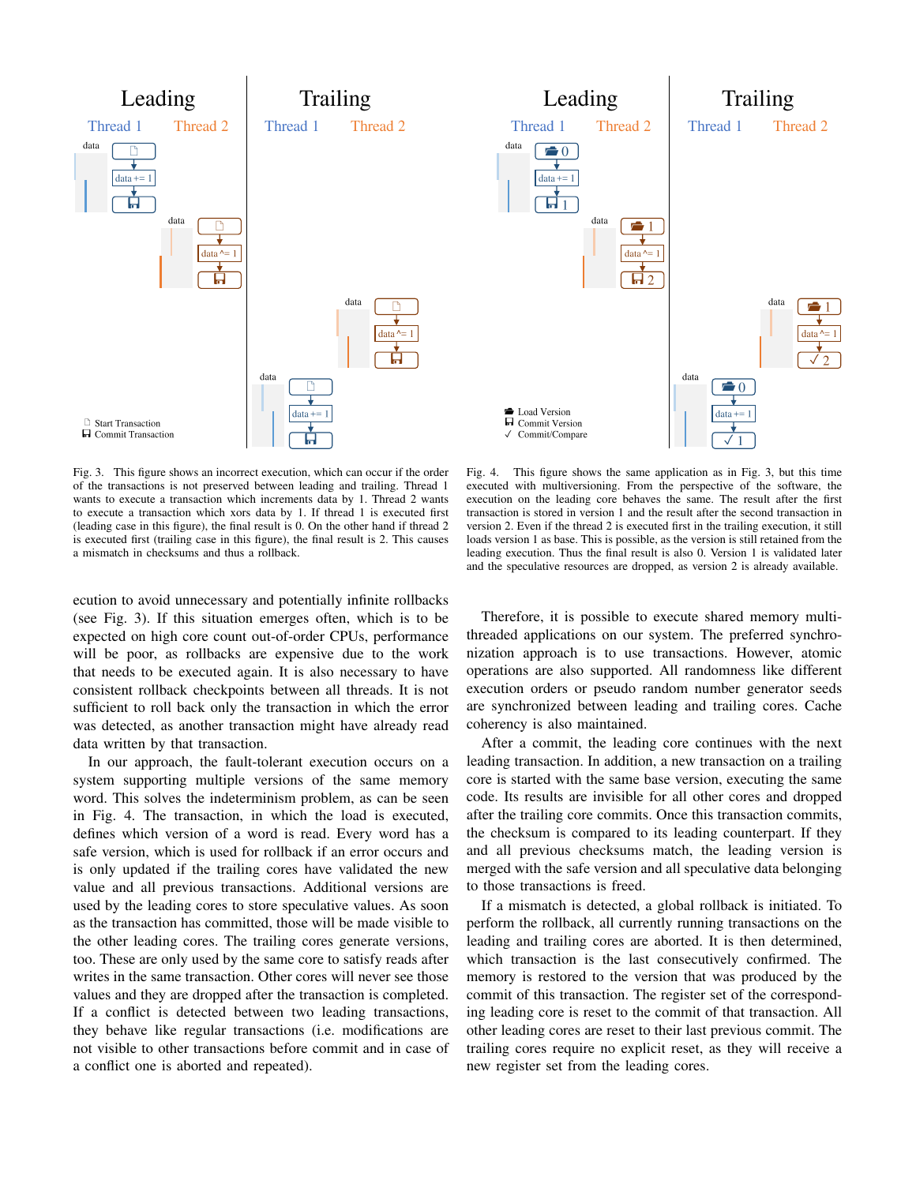Fig. 3. This figure shows an incorrect execution, which can occur if the order of the transactions is not preserved between leading and trailing. Thread 1 wants to execute a transaction which increments data by 1. Thread 2 wants to execute a transaction which xors data by 1. If thread 1 is executed first (leading case in this figure), the final result is 0. On the other hand if thread 2 is executed first (trailing case in this figure), the final result is 2. This causes a mismatch in checksums and thus a rollback.

Fig. 4. This figure shows the same application as in Fig. 3, but this time executed with multiversioning. From the perspective of the software, the execution on the leading core behaves the same. The result after the first transaction is stored in version 1 and the result after the second transaction in version 2. Even if the thread 2 is executed first in the trailing execution, it still loads version 1 as base. This is possible, as the version is still retained from the leading execution. Thus the final result is also 0. Version 1 is validated later and the speculative resources are dropped, as version 2 is already available.

ecution to avoid unnecessary and potentially infinite rollbacks (see Fig. 3). If this situation emerges often, which is to be expected on high core count out-of-order CPUs, performance will be poor, as rollbacks are expensive due to the work that needs to be executed again. It is also necessary to have consistent rollback checkpoints between all threads. It is not sufficient to roll back only the transaction in which the error was detected, as another transaction might have already read data written by that transaction.

In our approach, the fault-tolerant execution occurs on a system supporting multiple versions of the same memory word. This solves the indeterminism problem, as can be seen in Fig. 4. The transaction, in which the load is executed, defines which version of a word is read. Every word has a safe version, which is used for rollback if an error occurs and is only updated if the trailing cores have validated the new value and all previous transactions. Additional versions are used by the leading cores to store speculative values. As soon as the transaction has committed, those will be made visible to the other leading cores. The trailing cores generate versions, too. These are only used by the same core to satisfy reads after writes in the same transaction. Other cores will never see those values and they are dropped after the transaction is completed. If a conflict is detected between two leading transactions, they behave like regular transactions (i.e. modifications are not visible to other transactions before commit and in case of a conflict one is aborted and repeated).

Therefore, it is possible to execute shared memory multithreaded applications on our system. The preferred synchronization approach is to use transactions. However, atomic operations are also supported. All randomness like different execution orders or pseudo random number generator seeds are synchronized between leading and trailing cores. Cache coherency is also maintained.

After a commit, the leading core continues with the next leading transaction. In addition, a new transaction on a trailing core is started with the same base version, executing the same code. Its results are invisible for all other cores and dropped after the trailing core commits. Once this transaction commits, the checksum is compared to its leading counterpart. If they and all previous checksums match, the leading version is merged with the safe version and all speculative data belonging to those transactions is freed.

If a mismatch is detected, a global rollback is initiated. To perform the rollback, all currently running transactions on the leading and trailing cores are aborted. It is then determined, which transaction is the last consecutively confirmed. The memory is restored to the version that was produced by the commit of this transaction. The register set of the corresponding leading core is reset to the commit of that transaction. All other leading cores are reset to their last previous commit. The trailing cores require no explicit reset, as they will receive a new register set from the leading cores.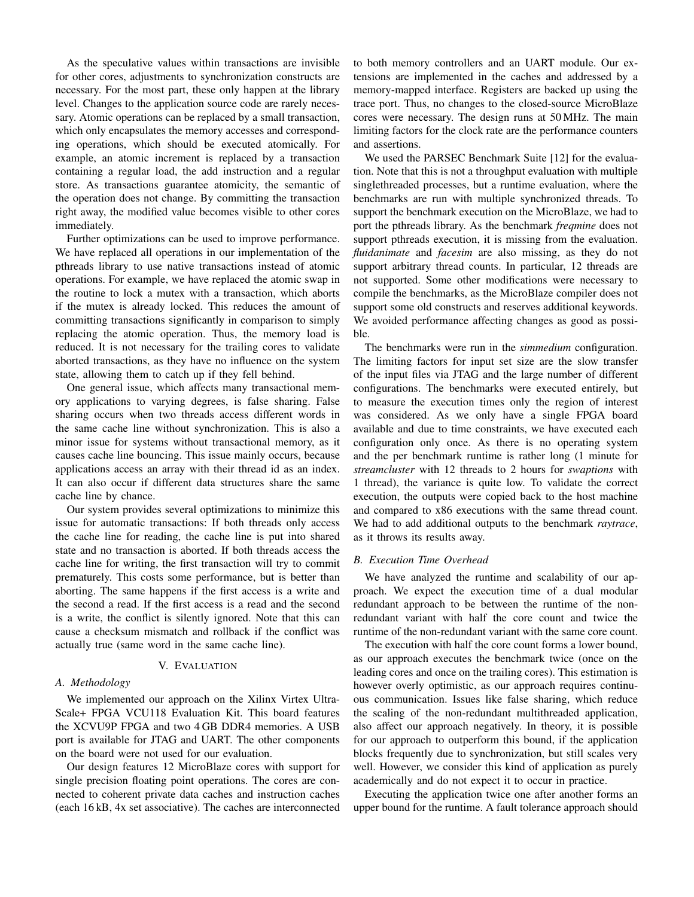As the speculative values within transactions are invisible for other cores, adjustments to synchronization constructs are necessary. For the most part, these only happen at the library level. Changes to the application source code are rarely necessary. Atomic operations can be replaced by a small transaction, which only encapsulates the memory accesses and corresponding operations, which should be executed atomically. For example, an atomic increment is replaced by a transaction containing a regular load, the add instruction and a regular store. As transactions guarantee atomicity, the semantic of the operation does not change. By committing the transaction right away, the modified value becomes visible to other cores immediately.

Further optimizations can be used to improve performance. We have replaced all operations in our implementation of the pthreads library to use native transactions instead of atomic operations. For example, we have replaced the atomic swap in the routine to lock a mutex with a transaction, which aborts if the mutex is already locked. This reduces the amount of committing transactions significantly in comparison to simply replacing the atomic operation. Thus, the memory load is reduced. It is not necessary for the trailing cores to validate aborted transactions, as they have no influence on the system state, allowing them to catch up if they fell behind.

One general issue, which affects many transactional memory applications to varying degrees, is false sharing. False sharing occurs when two threads access different words in the same cache line without synchronization. This is also a minor issue for systems without transactional memory, as it causes cache line bouncing. This issue mainly occurs, because applications access an array with their thread id as an index. It can also occur if different data structures share the same cache line by chance.

Our system provides several optimizations to minimize this issue for automatic transactions: If both threads only access the cache line for reading, the cache line is put into shared state and no transaction is aborted. If both threads access the cache line for writing, the first transaction will try to commit prematurely. This costs some performance, but is better than aborting. The same happens if the first access is a write and the second a read. If the first access is a read and the second is a write, the conflict is silently ignored. Note that this can cause a checksum mismatch and rollback if the conflict was actually true (same word in the same cache line).

## V. Evaluation

### A. Methodology

We implemented our approach on the Xilinx Virtex Ultra-Scale+ FPGA VCU118 Evaluation Kit. This board features the XCVU9P FPGA and two 4 GB DDR4 memories. A USB port is available for JTAG and UART. The other components on the board were not used for our evaluation.

Our design features 12 MicroBlaze cores with support for single precision floating point operations. The cores are connected to coherent private data caches and instruction caches (each 16 kB, 4x set associative). The caches are interconnected to both memory controllers and an UART module. Our extensions are implemented in the caches and addressed by a memory-mapped interface. Registers are backed up using the trace port. Thus, no changes to the closed-source MicroBlaze cores were necessary. The design runs at 50 MHz. The main limiting factors for the clock rate are the performance counters and assertions.

We used the PARSEC Benchmark Suite [12] for the evaluation. Note that this is not a throughput evaluation with multiple singlethreaded processes, but a runtime evaluation, where the benchmarks are run with multiple synchronized threads. To support the benchmark execution on the MicroBlaze, we had to port the pthreads library. As the benchmark *freqmine* does not support pthreads execution, it is missing from the evaluation. *fluidanimate* and *facesim* are also missing, as they do not support arbitrary thread counts. In particular, 12 threads are not supported. Some other modifications were necessary to compile the benchmarks, as the MicroBlaze compiler does not support some old constructs and reserves additional keywords. We avoided performance affecting changes as good as possible.

The benchmarks were run in the *simmedium* configuration. The limiting factors for input set size are the slow transfer of the input files via JTAG and the large number of different configurations. The benchmarks were executed entirely, but to measure the execution times only the region of interest was considered. As we only have a single FPGA board available and due to time constraints, we have executed each configuration only once. As there is no operating system and the per benchmark runtime is rather long (1 minute for *streamcluster* with 12 threads to 2 hours for *swaptions* with 1 thread), the variance is quite low. To validate the correct execution, the outputs were copied back to the host machine and compared to x86 executions with the same thread count. We had to add additional outputs to the benchmark *raytrace*, as it throws its results away.

### B. Execution Time Overhead

We have analyzed the runtime and scalability of our approach. We expect the execution time of a dual modular redundant approach to be between the runtime of the non-redundant variant with half the core count and twice the runtime of the non-redundant variant with the same core count.

The execution with half the core count forms a lower bound, as our approach executes the benchmark twice (once on the leading cores and once on the trailing cores). This estimation is however overly optimistic, as our approach requires continuous communication. Issues like false sharing, which reduce the scaling of the non-redundant multithreaded application, also affect our approach negatively. In theory, it is possible for our approach to outperform this bound, if the application blocks frequently due to synchronization, but still scales very well. However, we consider this kind of application as purely academically and do not expect it to occur in practice.

Executing the application twice one after another forms an upper bound for the runtime. A fault tolerance approach should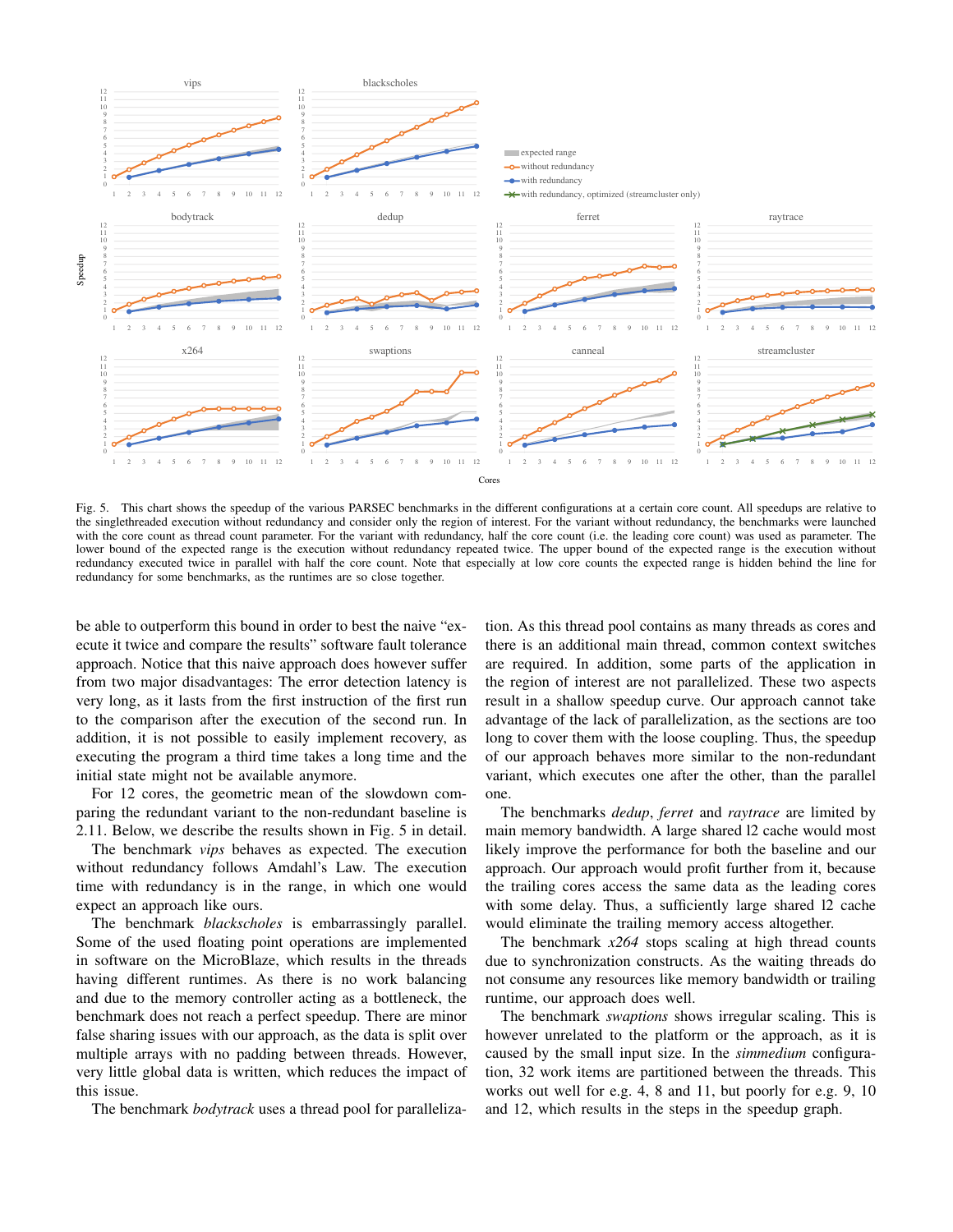Fig. 5. This chart shows the speedup of the various PARSEC benchmarks in the different configurations at a certain core count. All speedups are relative to the singlethreaded execution without redundancy and consider only the region of interest. For the variant without redundancy, the benchmarks were launched with the core count as thread count parameter. For the variant with redundancy, half the core count (i.e. the leading core count) was used as parameter. The lower bound of the expected range is the execution without redundancy repeated twice. The upper bound of the expected range is the execution without redundancy executed twice in parallel with half the core count. Note that especially at low core counts the expected range is hidden behind the line for redundancy for some benchmarks, as the runtimes are so close together.

be able to outperform this bound in order to best the naive "execute it twice and compare the results" software fault tolerance approach. Notice that this naive approach does however suffer from two major disadvantages: The error detection latency is very long, as it lasts from the first instruction of the first run to the comparison after the execution of the second run. In addition, it is not possible to easily implement recovery, as executing the program a third time takes a long time and the initial state might not be available anymore.

For 12 cores, the geometric mean of the slowdown comparing the redundant variant to the non-redundant baseline is 2.11. Below, we describe the results shown in Fig. 5 in detail.

The benchmark *vips* behaves as expected. The execution without redundancy follows Amdahl's Law. The execution time with redundancy is in the range, in which one would expect an approach like ours.

The benchmark *blackscholes* is embarrassingly parallel. Some of the used floating point operations are implemented in software on the MicroBlaze, which results in the threads having different runtimes. As there is no work balancing and due to the memory controller acting as a bottleneck, the benchmark does not reach a perfect speedup. There are minor false sharing issues with our approach, as the data is split over multiple arrays with no padding between threads. However, very little global data is written, which reduces the impact of this issue.

The benchmark *bodytrack* uses a thread pool for parallelization. As this thread pool contains as many threads as cores and there is an additional main thread, common context switches are required. In addition, some parts of the application in the region of interest are not parallelized. These two aspects result in a shallow speedup curve. Our approach cannot take advantage of the lack of parallelization, as the sections are too long to cover them with the loose coupling. Thus, the speedup of our approach behaves more similar to the non-redundant variant, which executes one after the other, than the parallel one.

The benchmarks *dedup*, *ferret* and *raytrace* are limited by main memory bandwidth. A large shared l2 cache would most likely improve the performance for both the baseline and our approach. Our approach would profit further from it, because the trailing cores access the same data as the leading cores with some delay. Thus, a sufficiently large shared l2 cache would eliminate the trailing memory access altogether.

The benchmark *x264* stops scaling at high thread counts due to synchronization constructs. As the waiting threads do not consume any resources like memory bandwidth or trailing runtime, our approach does well.

The benchmark *swaptions* shows irregular scaling. This is however unrelated to the platform or the approach, as it is caused by the small input size. In the *simmedium* configuration, 32 work items are partitioned between the threads. This works out well for e.g. 4, 8 and 11, but poorly for e.g. 9, 10 and 12, which results in the steps in the speedup graph.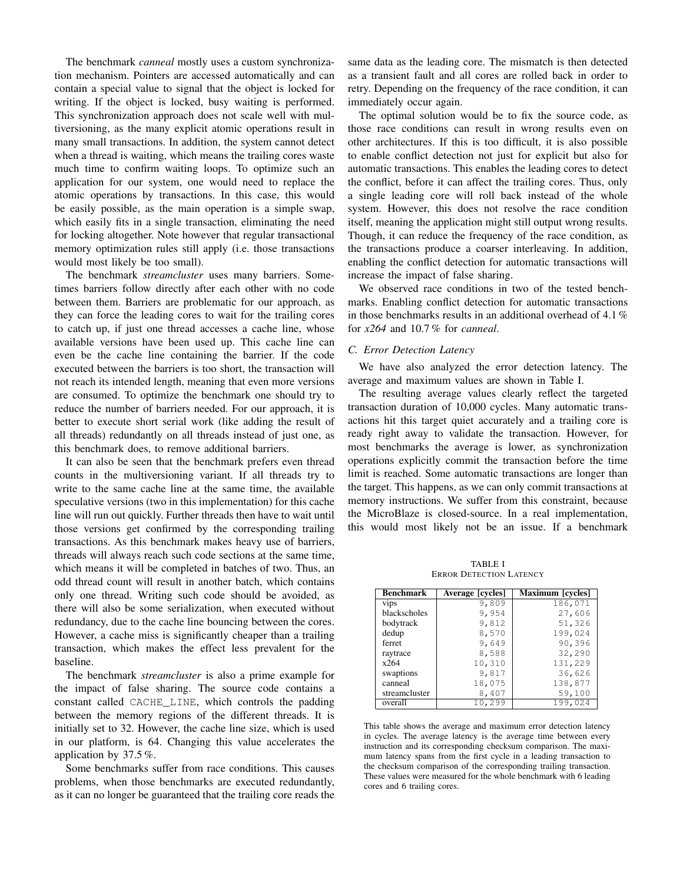The benchmark *canneal* mostly uses a custom synchronization mechanism. Pointers are accessed automatically and can contain a special value to signal that the object is locked for writing. If the object is locked, busy waiting is performed. This synchronization approach does not scale well with multiversioning, as the many explicit atomic operations result in many small transactions. In addition, the system cannot detect when a thread is waiting, which means the trailing cores waste much time to confirm waiting loops. To optimize such an application for our system, one would need to replace the atomic operations by transactions. In this case, this would be easily possible, as the main operation is a simple swap, which easily fits in a single transaction, eliminating the need for locking altogether. Note however that regular transactional memory optimization rules still apply (i.e. those transactions would most likely be too small).

The benchmark *streamcluster* uses many barriers. Sometimes barriers follow directly after each other with no code between them. Barriers are problematic for our approach, as they can force the leading cores to wait for the trailing cores to catch up, if just one thread accesses a cache line, whose available versions have been used up. This cache line can even be the cache line containing the barrier. If the code executed between the barriers is too short, the transaction will not reach its intended length, meaning that even more versions are consumed. To optimize the benchmark one should try to reduce the number of barriers needed. For our approach, it is better to execute short serial work (like adding the result of all threads) redundantly on all threads instead of just one, as this benchmark does, to remove additional barriers.

It can also be seen that the benchmark prefers even thread counts in the multiversioning variant. If all threads try to write to the same cache line at the same time, the available speculative versions (two in this implementation) for this cache line will run out quickly. Further threads then have to wait until those versions get confirmed by the corresponding trailing transactions. As this benchmark makes heavy use of barriers, threads will always reach such code sections at the same time, which means it will be completed in batches of two. Thus, an odd thread count will result in another batch, which contains only one thread. Writing such code should be avoided, as there will also be some serialization, when executed without redundancy, due to the cache line bouncing between the cores. However, a cache miss is significantly cheaper than a trailing transaction, which makes the effect less prevalent for the baseline.

The benchmark *streamcluster* is also a prime example for the impact of false sharing. The source code contains a constant called `CACHE_LINE`, which controls the padding between the memory regions of the different threads. It is initially set to 32. However, the cache line size, which is used in our platform, is 64. Changing this value accelerates the application by 37.5 %.

Some benchmarks suffer from race conditions. This causes problems, when those benchmarks are executed redundantly, as it can no longer be guaranteed that the trailing core reads the same data as the leading core. The mismatch is then detected as a transient fault and all cores are rolled back in order to retry. Depending on the frequency of the race condition, it can immediately occur again.

The optimal solution would be to fix the source code, as those race conditions can result in wrong results even on other architectures. If this is too difficult, it is also possible to enable conflict detection not just for explicit but also for automatic transactions. This enables the leading cores to detect the conflict, before it can affect the trailing cores. Thus, only a single leading core will roll back instead of the whole system. However, this does not resolve the race condition itself, meaning the application might still output wrong results. Though, it can reduce the frequency of the race condition, as the transactions produce a coarser interleaving. In addition, enabling the conflict detection for automatic transactions will increase the impact of false sharing.

We observed race conditions in two of the tested benchmarks. Enabling conflict detection for automatic transactions in those benchmarks results in an additional overhead of 4.1 % for *x264* and 10.7 % for *canneal*.

### C. Error Detection Latency

We have also analyzed the error detection latency. The average and maximum values are shown in Table I.

The resulting average values clearly reflect the targeted transaction duration of 10,000 cycles. Many automatic transactions hit this target quiet accurately and a trailing core is ready right away to validate the transaction. However, for most benchmarks the average is lower, as synchronization operations explicitly commit the transaction before the time limit is reached. Some automatic transactions are longer than the target. This happens, as we can only commit transactions at memory instructions. We suffer from this constraint, because the MicroBlaze is closed-source. In a real implementation, this would most likely not be an issue. If a benchmark

TABLE I
ERROR DETECTION LATENCY

| Benchmark | Average [cycles] | Maximum [cycles] |
|---|---|---|
| vips | 9,809 | 186,071 |
| blackscholes | 9,954 | 27,606 |
| bodytrack | 9,812 | 51,326 |
| dedup | 8,570 | 199,024 |
| ferret | 9,649 | 90,396 |
| raytrace | 8,588 | 32,290 |
| x264 | 10,310 | 131,229 |
| swaptions | 9,817 | 36,626 |
| canneal | 18,075 | 138,877 |
| streamcluster | 8,407 | 59,100 |
| overall | 10,299 | 199,024 |

This table shows the average and maximum error detection latency in cycles. The average latency is the average time between every instruction and its corresponding checksum comparison. The maximum latency spans from the first cycle in a leading transaction to the checksum comparison of the corresponding trailing transaction. These values were measured for the whole benchmark with 6 leading cores and 6 trailing cores.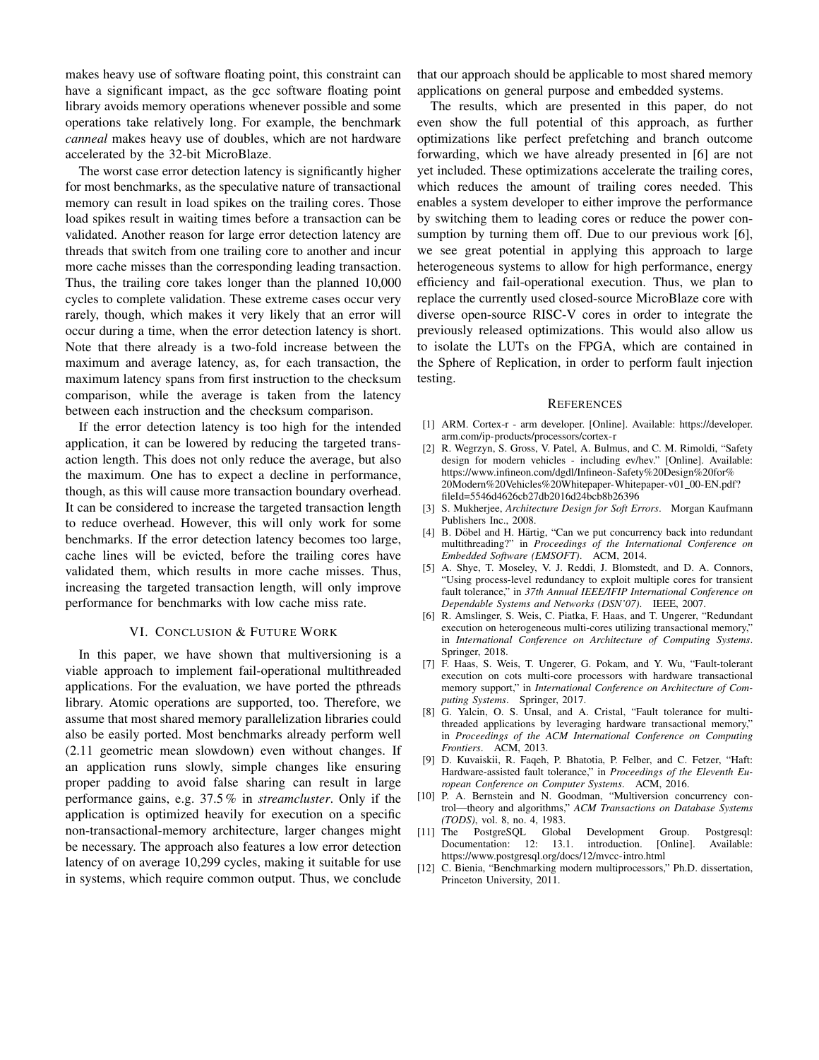makes heavy use of software floating point, this constraint can have a significant impact, as the gcc software floating point library avoids memory operations whenever possible and some operations take relatively long. For example, the benchmark *canneal* makes heavy use of doubles, which are not hardware accelerated by the 32-bit MicroBlaze.

The worst case error detection latency is significantly higher for most benchmarks, as the speculative nature of transactional memory can result in load spikes on the trailing cores. Those load spikes result in waiting times before a transaction can be validated. Another reason for large error detection latency are threads that switch from one trailing core to another and incur more cache misses than the corresponding leading transaction. Thus, the trailing core takes longer than the planned 10,000 cycles to complete validation. These extreme cases occur very rarely, though, which makes it very likely that an error will occur during a time, when the error detection latency is short. Note that there already is a two-fold increase between the maximum and average latency, as, for each transaction, the maximum latency spans from first instruction to the checksum comparison, while the average is taken from the latency between each instruction and the checksum comparison.

If the error detection latency is too high for the intended application, it can be lowered by reducing the targeted transaction length. This does not only reduce the average, but also the maximum. One has to expect a decline in performance, though, as this will cause more transaction boundary overhead. It can be considered to increase the targeted transaction length to reduce overhead. However, this will only work for some benchmarks. If the error detection latency becomes too large, cache lines will be evicted, before the trailing cores have validated them, which results in more cache misses. Thus, increasing the targeted transaction length, will only improve performance for benchmarks with low cache miss rate.

## VI. Conclusion & Future Work

In this paper, we have shown that multiversioning is a viable approach to implement fail-operational multithreaded applications. For the evaluation, we have ported the pthreads library. Atomic operations are supported, too. Therefore, we assume that most shared memory parallelization libraries could also be easily ported. Most benchmarks already perform well (2.11 geometric mean slowdown) even without changes. If an application runs slowly, simple changes like ensuring proper padding to avoid false sharing can result in large performance gains, e.g. 37.5 % in *streamcluster*. Only if the application is optimized heavily for execution on a specific non-transactional-memory architecture, larger changes might be necessary. The approach also features a low error detection latency of on average 10,299 cycles, making it suitable for use in systems, which require common output. Thus, we conclude that our approach should be applicable to most shared memory applications on general purpose and embedded systems.

The results, which are presented in this paper, do not even show the full potential of this approach, as further optimizations like perfect prefetching and branch outcome forwarding, which we have already presented in [6] are not yet included. These optimizations accelerate the trailing cores, which reduces the amount of trailing cores needed. This enables a system developer to either improve the performance by switching them to leading cores or reduce the power consumption by turning them off. Due to our previous work [6], we see great potential in applying this approach to large heterogeneous systems to allow for high performance, energy efficiency and fail-operational execution. Thus, we plan to replace the currently used closed-source MicroBlaze core with diverse open-source RISC-V cores in order to integrate the previously released optimizations. This would also allow us to isolate the LUTs on the FPGA, which are contained in the Sphere of Replication, in order to perform fault injection testing.

## References

[1] ARM. Cortex-r - arm developer. [Online]. Available: https://developer.arm.com/ip-products/processors/cortex-r

[2] R. Wegrzyn, S. Gross, V. Patel, A. Bulmus, and C. M. Rimoldi, "Safety design for modern vehicles - including ev/hev." [Online]. Available: https://www.infineon.com/dgdl/Infineon-Safety%20Design%20for%20Modern%20Vehicles%20Whitepaper-Whitepaper-v01_00-EN.pdf?fileId=5546d4626cb27db2016d24bcb8b26396

[3] S. Mukherjee, *Architecture Design for Soft Errors*. Morgan Kaufmann Publishers Inc., 2008.

[4] B. Döbel and H. Härtig, "Can we put concurrency back into redundant multithreading?" in *Proceedings of the International Conference on Embedded Software (EMSOFT)*. ACM, 2014.

[5] A. Shye, T. Moseley, V. J. Reddi, J. Blomstedt, and D. A. Connors, "Using process-level redundancy to exploit multiple cores for transient fault tolerance," in *37th Annual IEEE/IFIP International Conference on Dependable Systems and Networks (DSN'07)*. IEEE, 2007.

[6] R. Amslinger, S. Weis, C. Piatka, F. Haas, and T. Ungerer, "Redundant execution on heterogeneous multi-cores utilizing transactional memory," in *International Conference on Architecture of Computing Systems*. Springer, 2018.

[7] F. Haas, S. Weis, T. Ungerer, G. Pokam, and Y. Wu, "Fault-tolerant execution on cots multi-core processors with hardware transactional memory support," in *International Conference on Architecture of Computing Systems*. Springer, 2017.

[8] G. Yalcin, O. S. Unsal, and A. Cristal, "Fault tolerance for multi-threaded applications by leveraging hardware transactional memory," in *Proceedings of the ACM International Conference on Computing Frontiers*. ACM, 2013.

[9] D. Kuvaiskii, R. Faqeh, P. Bhatotia, P. Felber, and C. Fetzer, "Haft: Hardware-assisted fault tolerance," in *Proceedings of the Eleventh European Conference on Computer Systems*. ACM, 2016.

[10] P. A. Bernstein and N. Goodman, "Multiversion concurrency control—theory and algorithms," *ACM Transactions on Database Systems (TODS)*, vol. 8, no. 4, 1983.

[11] The PostgreSQL Global Development Group. Postgresql: Documentation: 12: 13.1. introduction. [Online]. Available: https://www.postgresql.org/docs/12/mvcc-intro.html

[12] C. Bienia, "Benchmarking modern multiprocessors," Ph.D. dissertation, Princeton University, 2011.